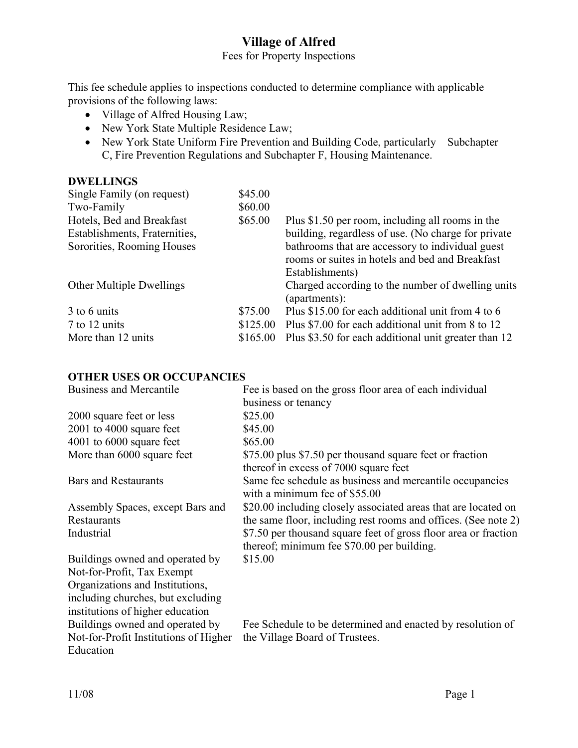# Village of Alfred

Fees for Property Inspections

This fee schedule applies to inspections conducted to determine compliance with applicable provisions of the following laws:

- Village of Alfred Housing Law;
- New York State Multiple Residence Law;
- New York State Uniform Fire Prevention and Building Code, particularly Subchapter C, Fire Prevention Regulations and Subchapter F, Housing Maintenance.

## DWELLINGS

| | | |
|---|---|---|
| Single Family (on request) | $45.00 | |
| Two-Family | $60.00 | |
| Hotels, Bed and Breakfast Establishments, Fraternities, Sororities, Rooming Houses | $65.00 | Plus $1.50 per room, including all rooms in the building, regardless of use. (No charge for private bathrooms that are accessory to individual guest rooms or suites in hotels and bed and Breakfast Establishments) |
| Other Multiple Dwellings | | Charged according to the number of dwelling units (apartments): |
| 3 to 6 units | $75.00 | Plus $15.00 for each additional unit from 4 to 6 |
| 7 to 12 units | $125.00 | Plus $7.00 for each additional unit from 8 to 12 |
| More than 12 units | $165.00 | Plus $3.50 for each additional unit greater than 12 |

## OTHER USES OR OCCUPANCIES

| | |
|---|---|
| Business and Mercantile | Fee is based on the gross floor area of each individual business or tenancy |
| 2000 square feet or less | $25.00 |
| 2001 to 4000 square feet | $45.00 |
| 4001 to 6000 square feet | $65.00 |
| More than 6000 square feet | $75.00 plus $7.50 per thousand square feet or fraction thereof in excess of 7000 square feet |
| Bars and Restaurants | Same fee schedule as business and mercantile occupancies with a minimum fee of $55.00 |
| Assembly Spaces, except Bars and Restaurants | $20.00 including closely associated areas that are located on the same floor, including rest rooms and offices. (See note 2) |
| Industrial | $7.50 per thousand square feet of gross floor area or fraction thereof; minimum fee $70.00 per building. |
| Buildings owned and operated by Not-for-Profit, Tax Exempt Organizations and Institutions, including churches, but excluding institutions of higher education | $15.00 |
| Buildings owned and operated by Not-for-Profit Institutions of Higher Education | Fee Schedule to be determined and enacted by resolution of the Village Board of Trustees. |

11/08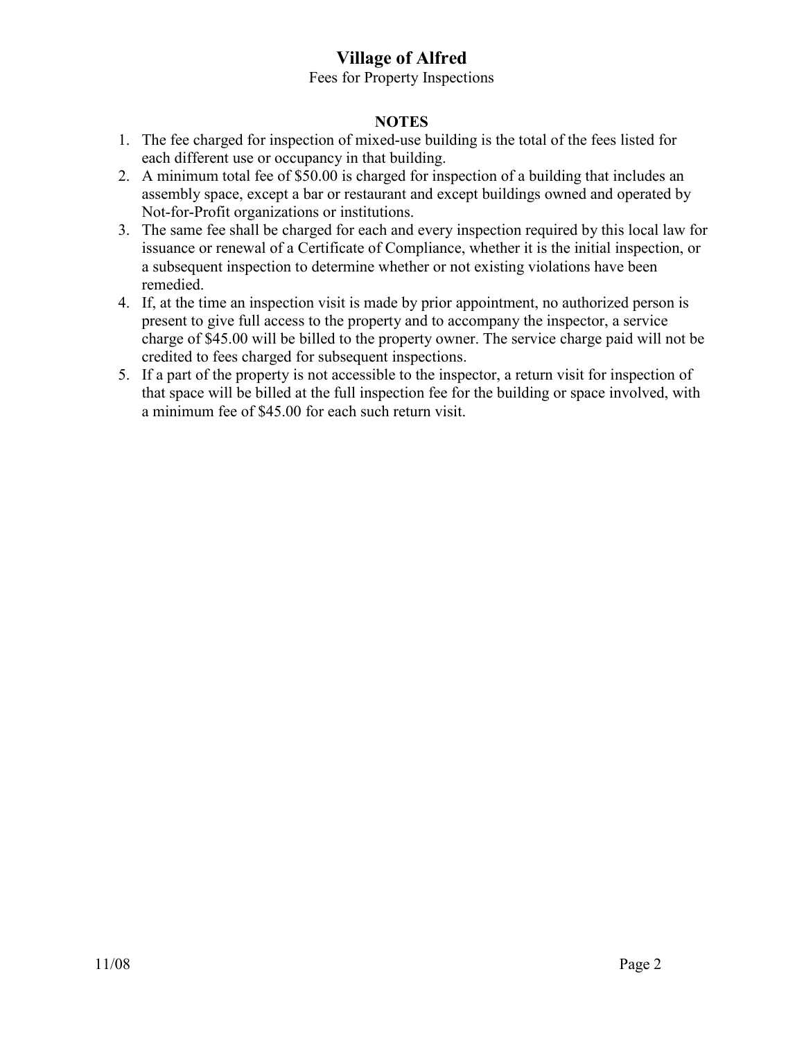# Village of Alfred

Fees for Property Inspections

**NOTES**

1. The fee charged for inspection of mixed-use building is the total of the fees listed for each different use or occupancy in that building.
2. A minimum total fee of $50.00 is charged for inspection of a building that includes an assembly space, except a bar or restaurant and except buildings owned and operated by Not-for-Profit organizations or institutions.
3. The same fee shall be charged for each and every inspection required by this local law for issuance or renewal of a Certificate of Compliance, whether it is the initial inspection, or a subsequent inspection to determine whether or not existing violations have been remedied.
4. If, at the time an inspection visit is made by prior appointment, no authorized person is present to give full access to the property and to accompany the inspector, a service charge of $45.00 will be billed to the property owner. The service charge paid will not be credited to fees charged for subsequent inspections.
5. If a part of the property is not accessible to the inspector, a return visit for inspection of that space will be billed at the full inspection fee for the building or space involved, with a minimum fee of $45.00 for each such return visit.

11/08